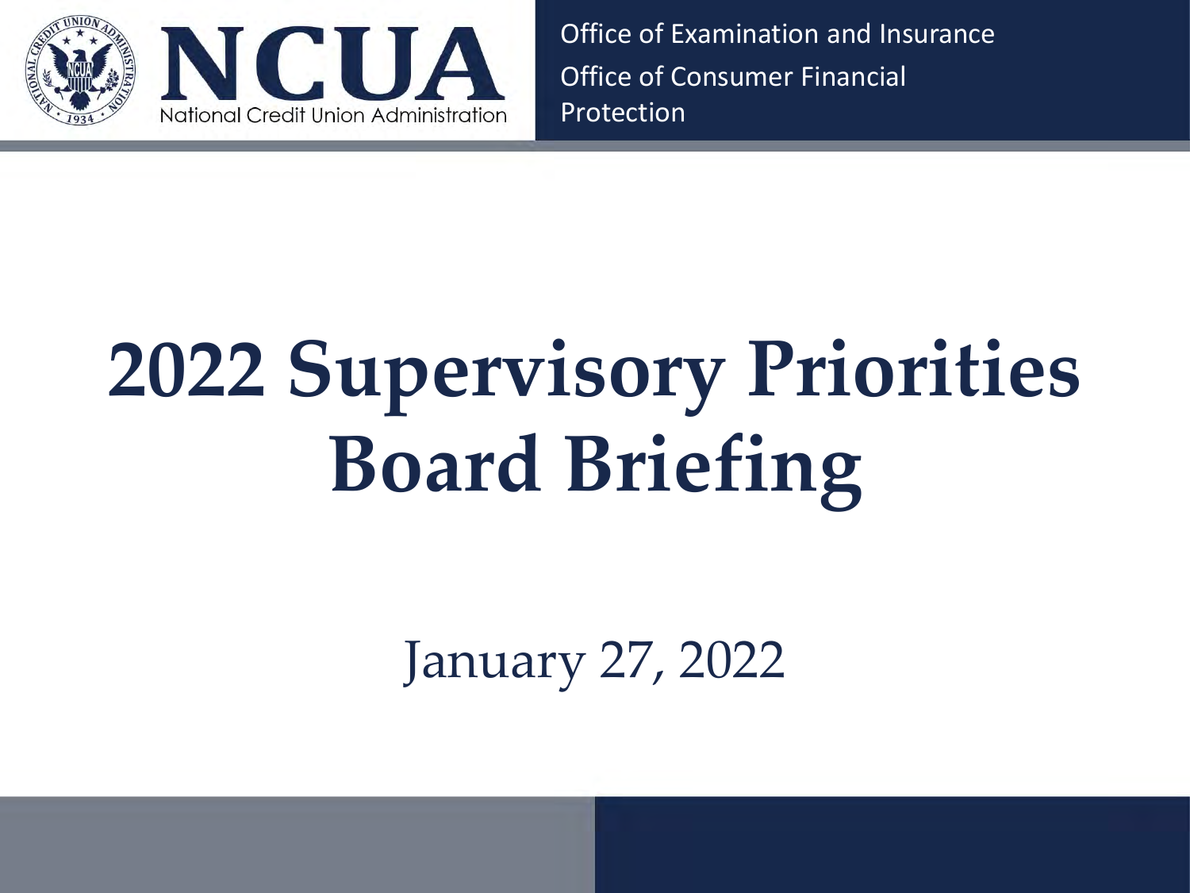NCUA

National Credit Union Administration

Office of Examination and Insurance

Office of Consumer Financial Protection

# 2022 Supervisory Priorities Board Briefing

January 27, 2022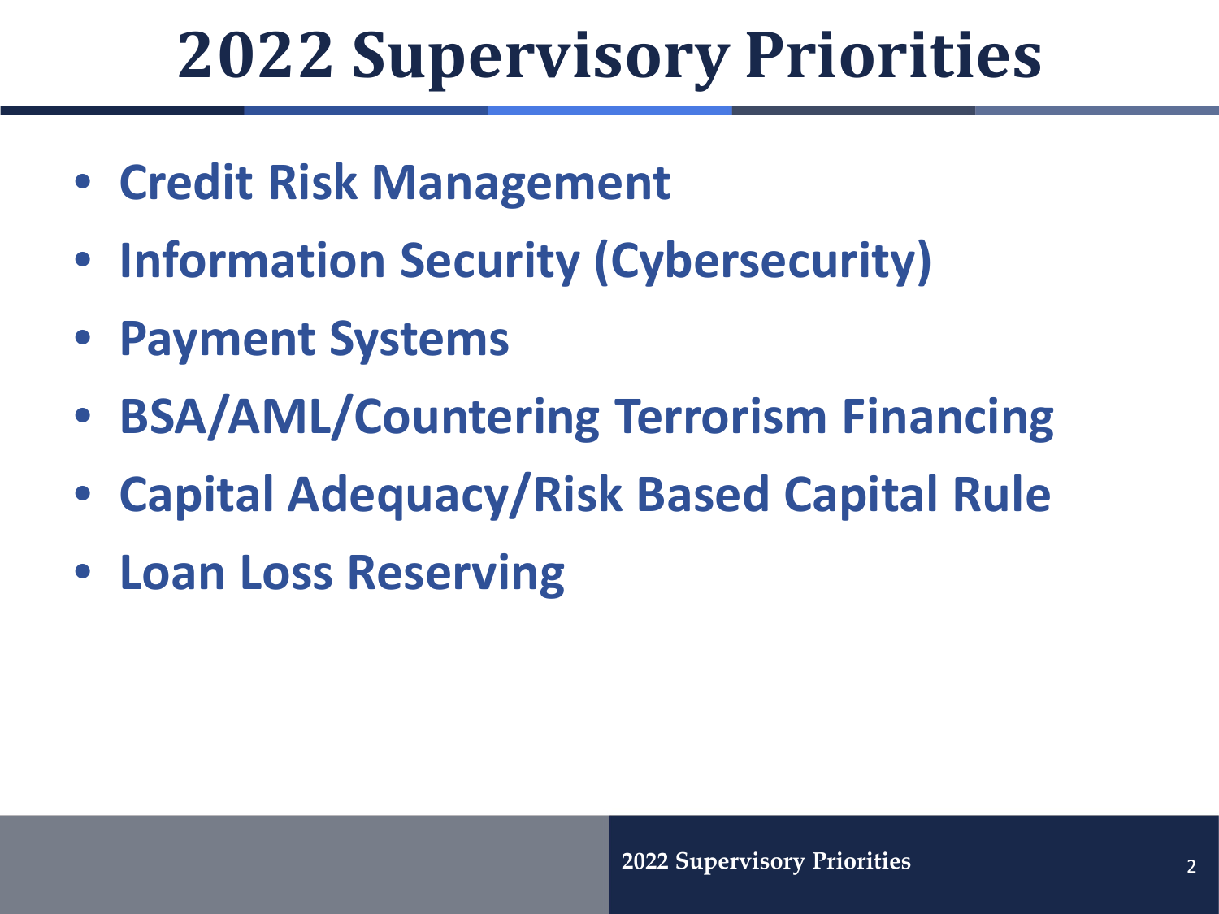# 2022 Supervisory Priorities

- Credit Risk Management
- Information Security (Cybersecurity)
- Payment Systems
- BSA/AML/Countering Terrorism Financing
- Capital Adequacy/Risk Based Capital Rule
- Loan Loss Reserving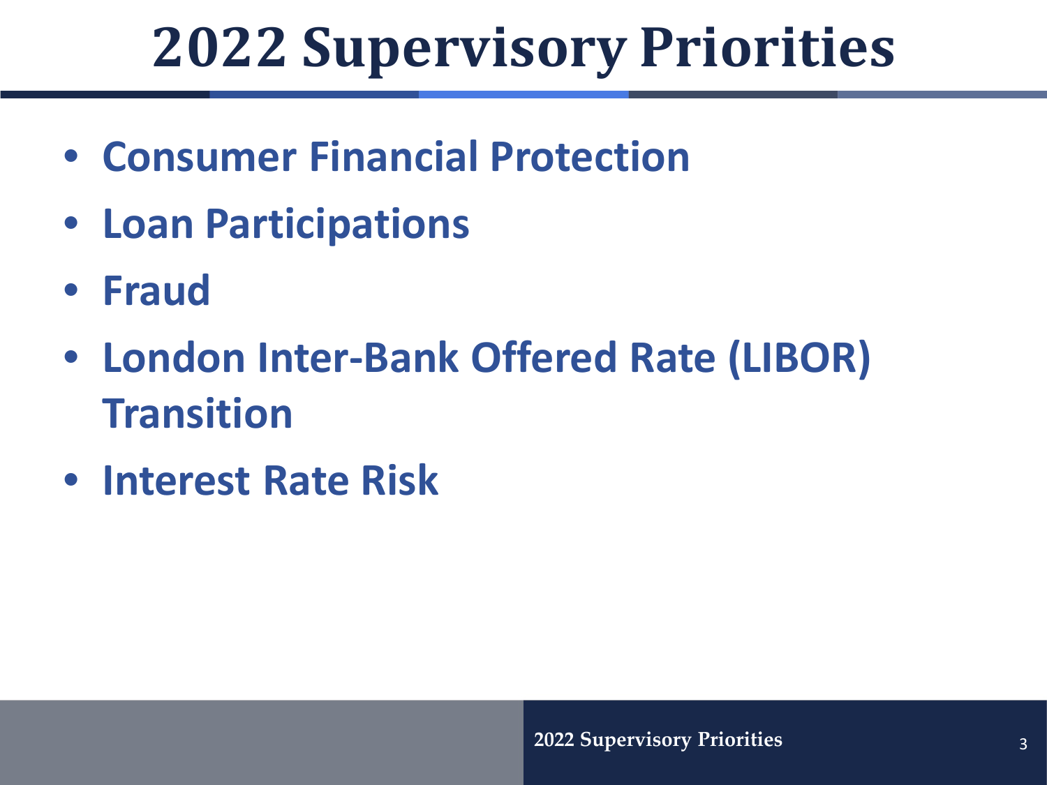# 2022 Supervisory Priorities

- **Consumer Financial Protection**
- **Loan Participations**
- **Fraud**
- **London Inter-Bank Offered Rate (LIBOR) Transition**
- **Interest Rate Risk**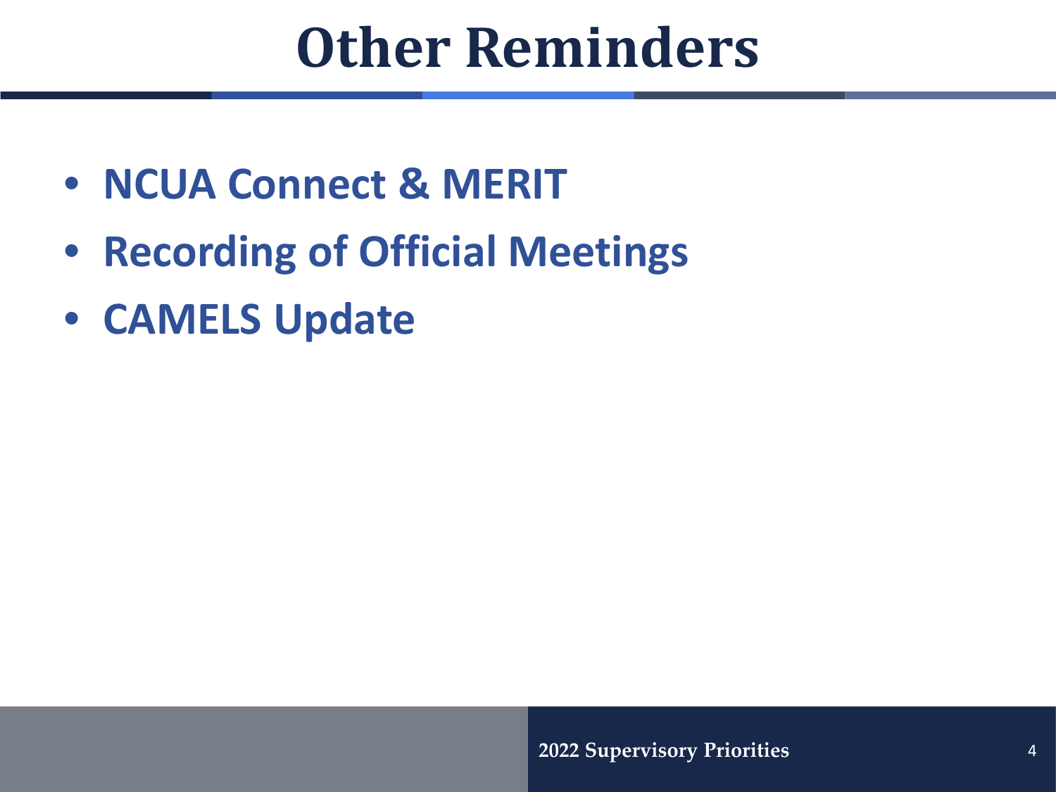# Other Reminders

- **NCUA Connect & MERIT**
- **Recording of Official Meetings**
- **CAMELS Update**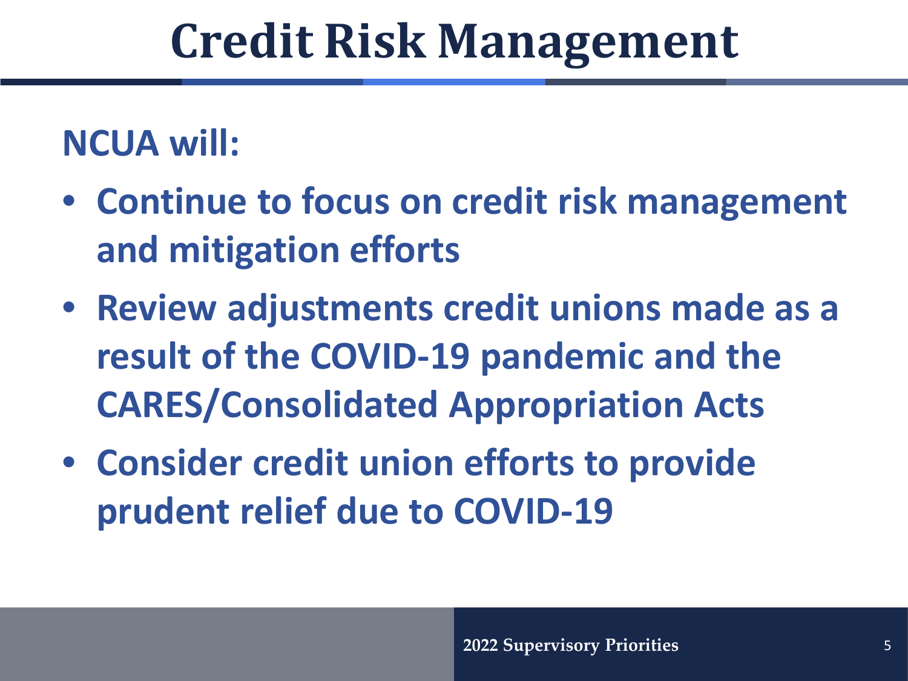# Credit Risk Management

**NCUA will:**

- **Continue to focus on credit risk management and mitigation efforts**
- **Review adjustments credit unions made as a result of the COVID-19 pandemic and the CARES/Consolidated Appropriation Acts**
- **Consider credit union efforts to provide prudent relief due to COVID-19**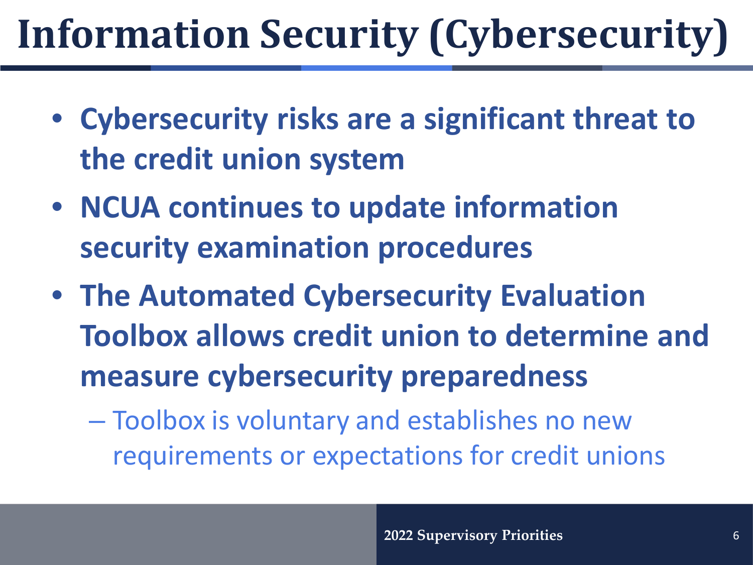# Information Security (Cybersecurity)

- **Cybersecurity risks are a significant threat to the credit union system**
- **NCUA continues to update information security examination procedures**
- **The Automated Cybersecurity Evaluation Toolbox allows credit union to determine and measure cybersecurity preparedness**
  - Toolbox is voluntary and establishes no new requirements or expectations for credit unions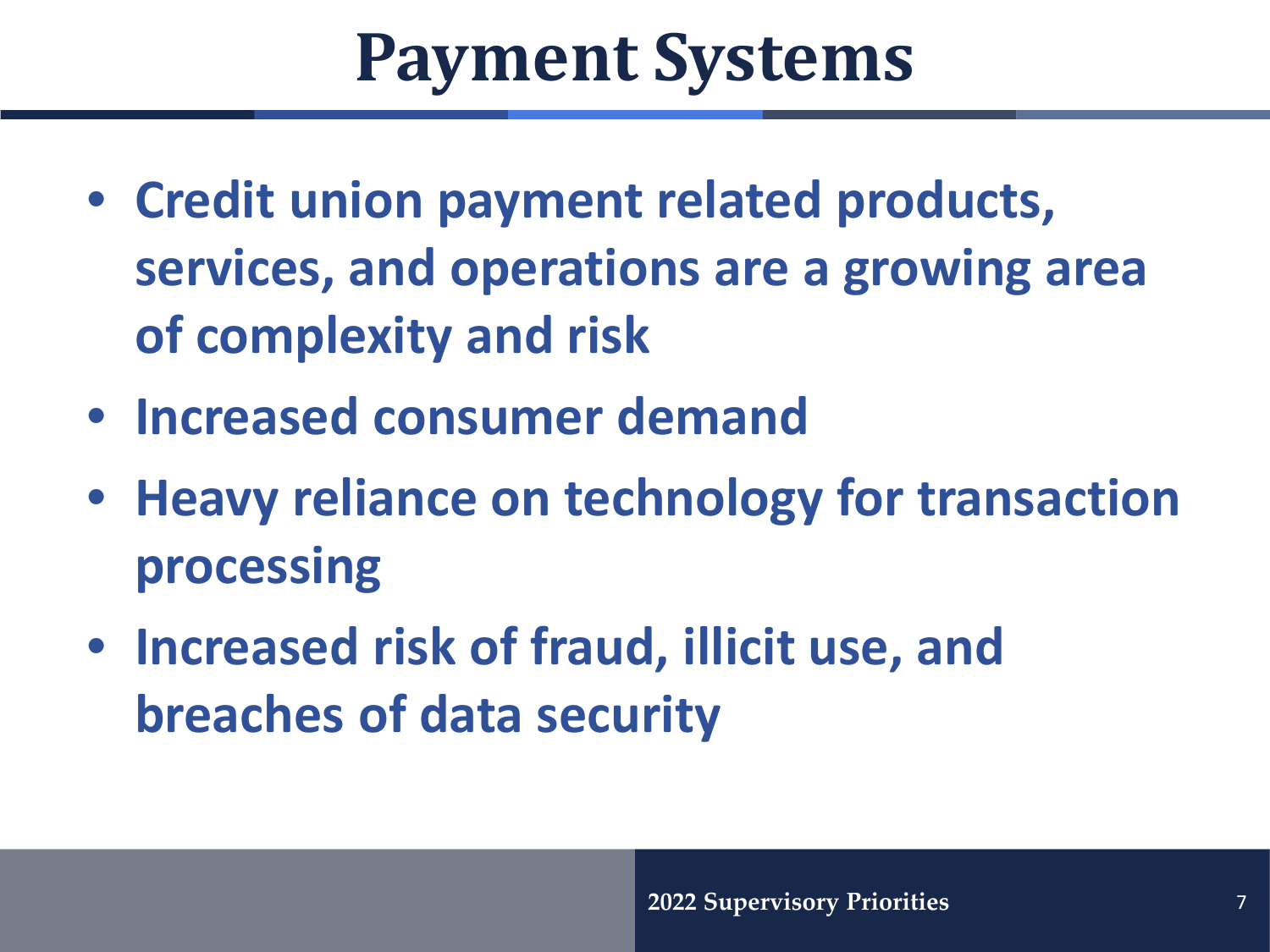# Payment Systems

- Credit union payment related products, services, and operations are a growing area of complexity and risk
- Increased consumer demand
- Heavy reliance on technology for transaction processing
- Increased risk of fraud, illicit use, and breaches of data security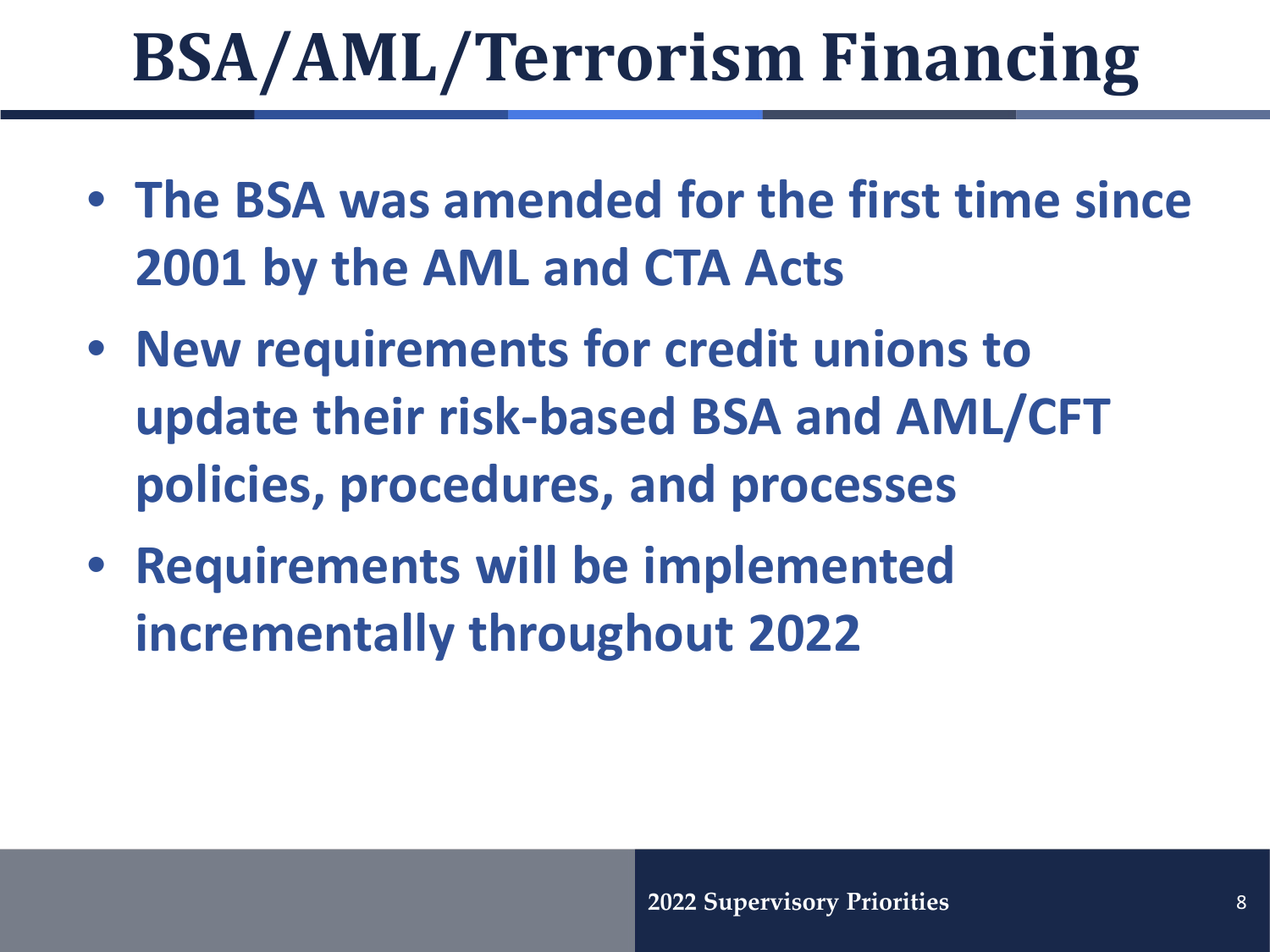# BSA/AML/Terrorism Financing

- **The BSA was amended for the first time since 2001 by the AML and CTA Acts**
- **New requirements for credit unions to update their risk-based BSA and AML/CFT policies, procedures, and processes**
- **Requirements will be implemented incrementally throughout 2022**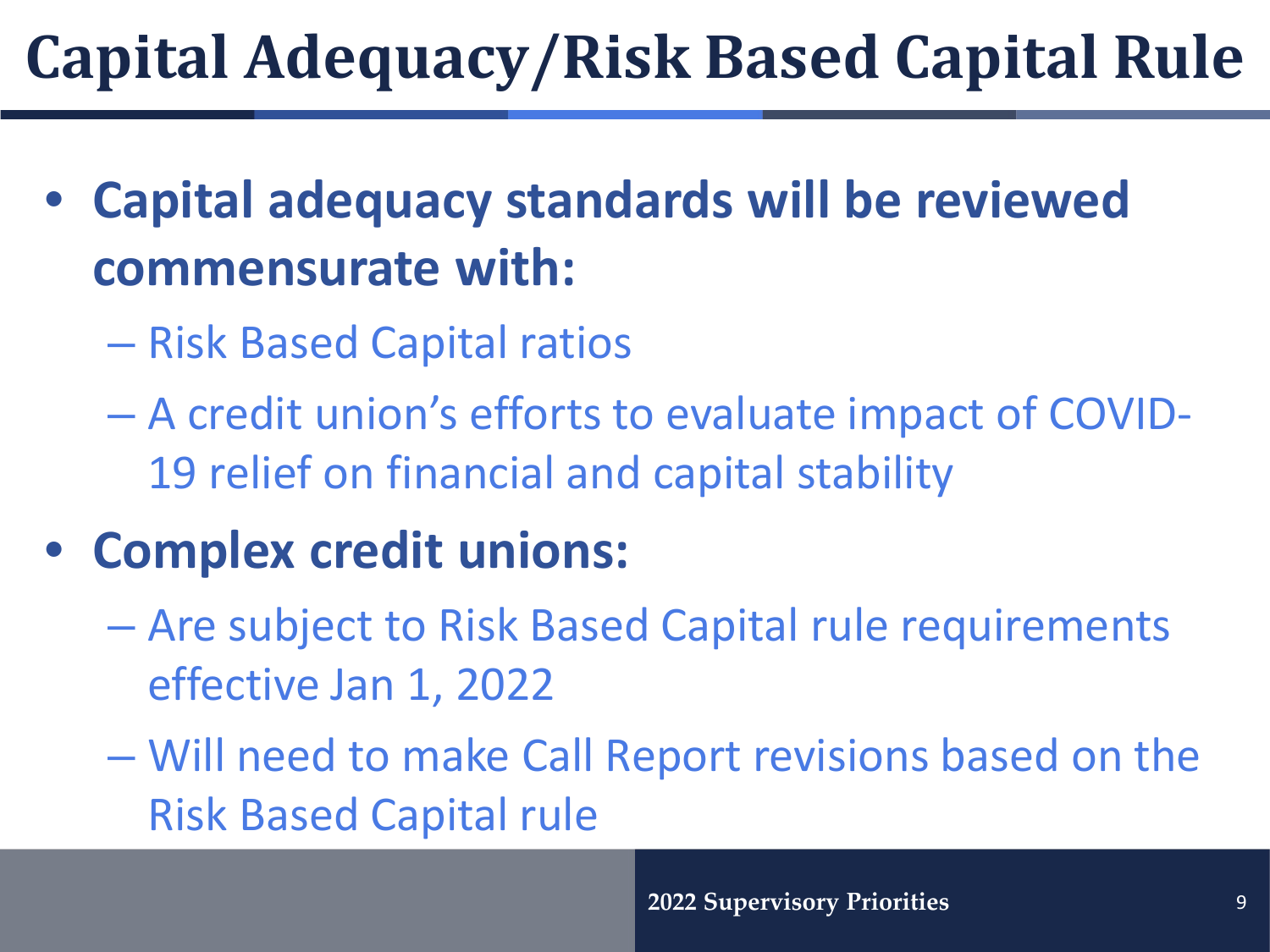# Capital Adequacy/Risk Based Capital Rule

- **Capital adequacy standards will be reviewed commensurate with:**
  - Risk Based Capital ratios
  - A credit union's efforts to evaluate impact of COVID-19 relief on financial and capital stability
- **Complex credit unions:**
  - Are subject to Risk Based Capital rule requirements effective Jan 1, 2022
  - Will need to make Call Report revisions based on the Risk Based Capital rule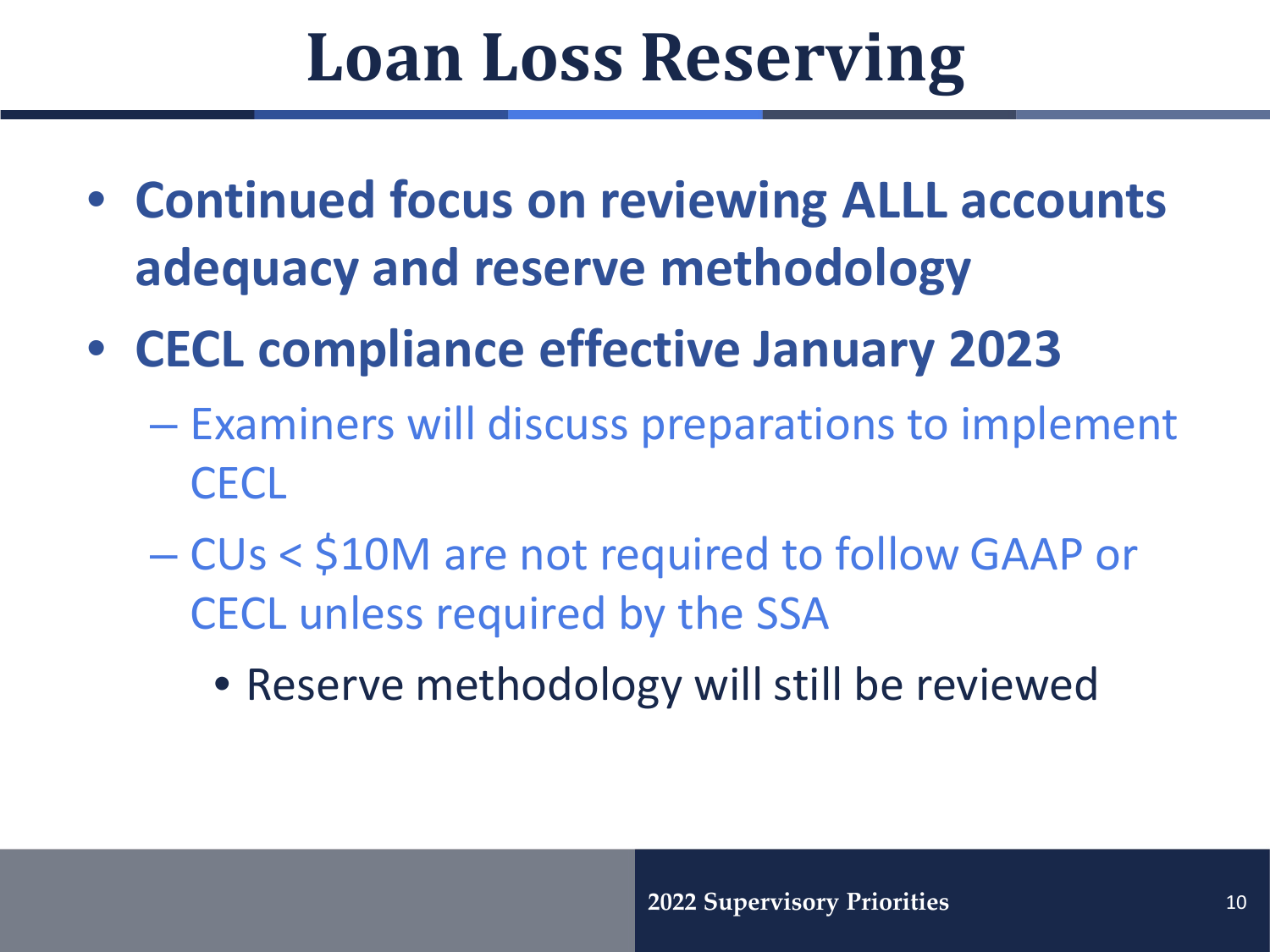# Loan Loss Reserving

- **Continued focus on reviewing ALLL accounts adequacy and reserve methodology**
- **CECL compliance effective January 2023**
  - Examiners will discuss preparations to implement CECL
  - CUs < $10M are not required to follow GAAP or CECL unless required by the SSA
    - Reserve methodology will still be reviewed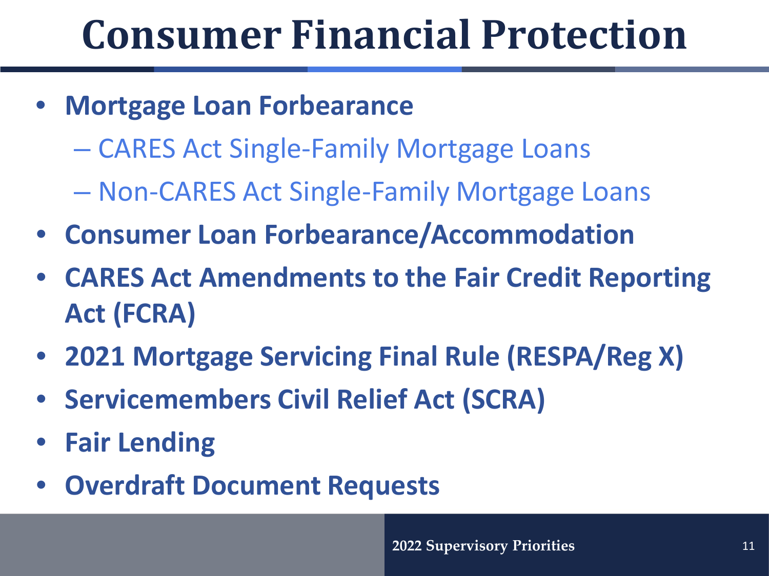# Consumer Financial Protection

- **Mortgage Loan Forbearance**
  - CARES Act Single-Family Mortgage Loans
  - Non-CARES Act Single-Family Mortgage Loans
- **Consumer Loan Forbearance/Accommodation**
- **CARES Act Amendments to the Fair Credit Reporting Act (FCRA)**
- **2021 Mortgage Servicing Final Rule (RESPA/Reg X)**
- **Servicemembers Civil Relief Act (SCRA)**
- **Fair Lending**
- **Overdraft Document Requests**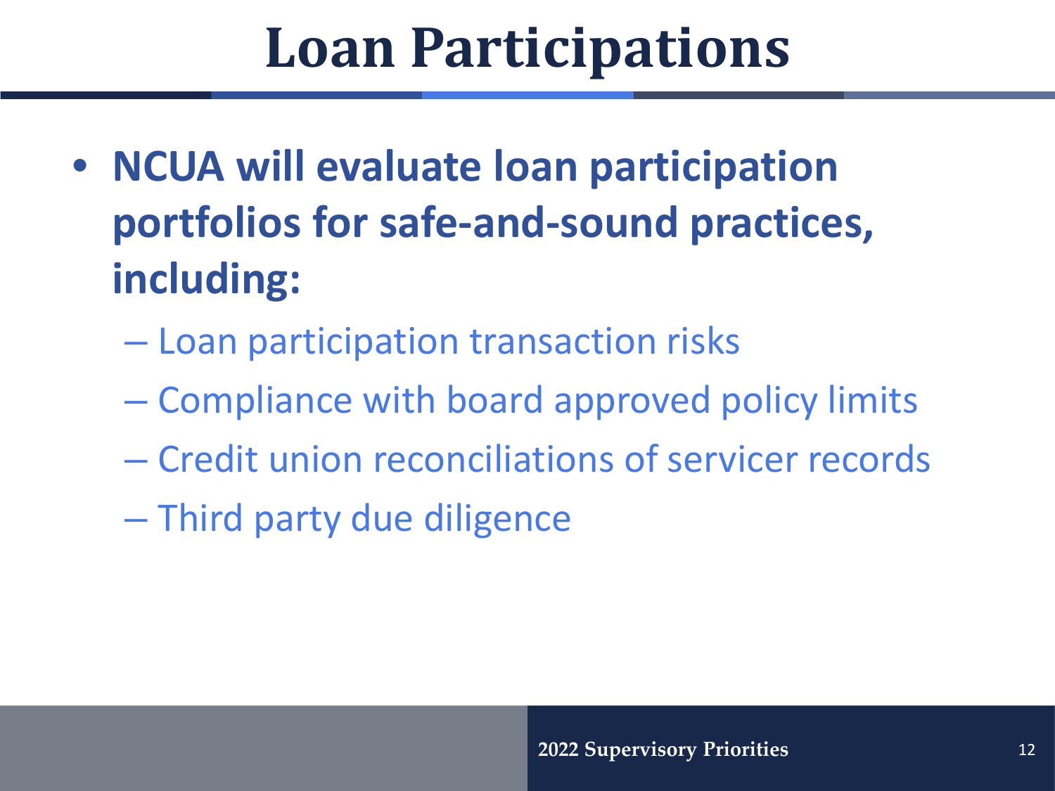# Loan Participations

- **NCUA will evaluate loan participation portfolios for safe-and-sound practices, including:**
  - Loan participation transaction risks
  - Compliance with board approved policy limits
  - Credit union reconciliations of servicer records
  - Third party due diligence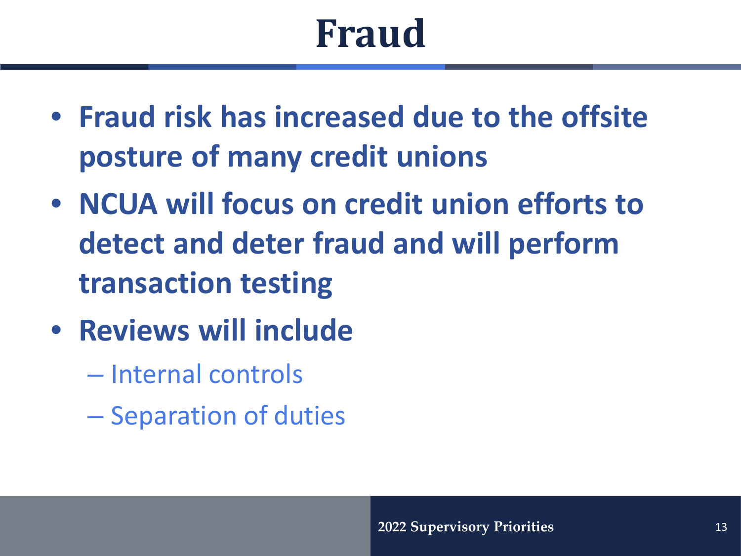# Fraud

- **Fraud risk has increased due to the offsite posture of many credit unions**
- **NCUA will focus on credit union efforts to detect and deter fraud and will perform transaction testing**
- **Reviews will include**
  - Internal controls
  - Separation of duties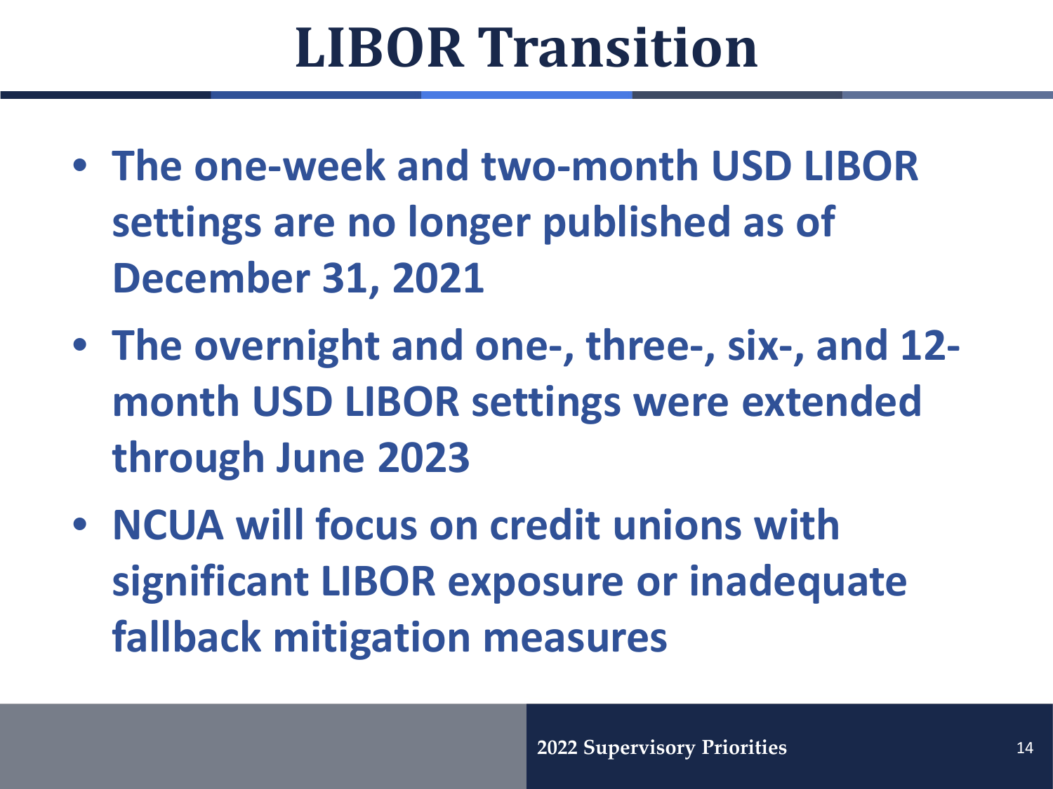# LIBOR Transition

- **The one-week and two-month USD LIBOR settings are no longer published as of December 31, 2021**
- **The overnight and one-, three-, six-, and 12-month USD LIBOR settings were extended through June 2023**
- **NCUA will focus on credit unions with significant LIBOR exposure or inadequate fallback mitigation measures**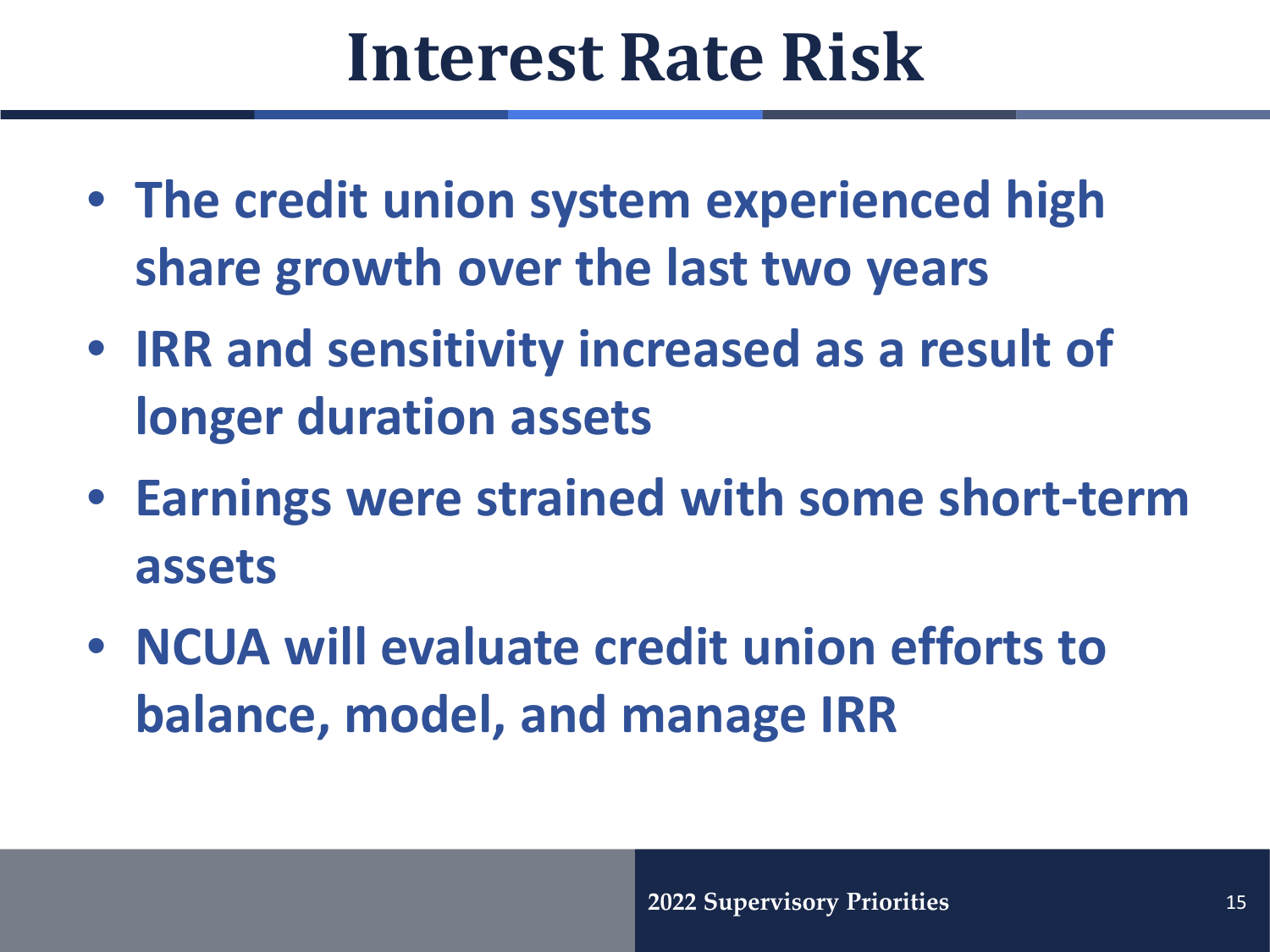# Interest Rate Risk

- **The credit union system experienced high share growth over the last two years**
- **IRR and sensitivity increased as a result of longer duration assets**
- **Earnings were strained with some short-term assets**
- **NCUA will evaluate credit union efforts to balance, model, and manage IRR**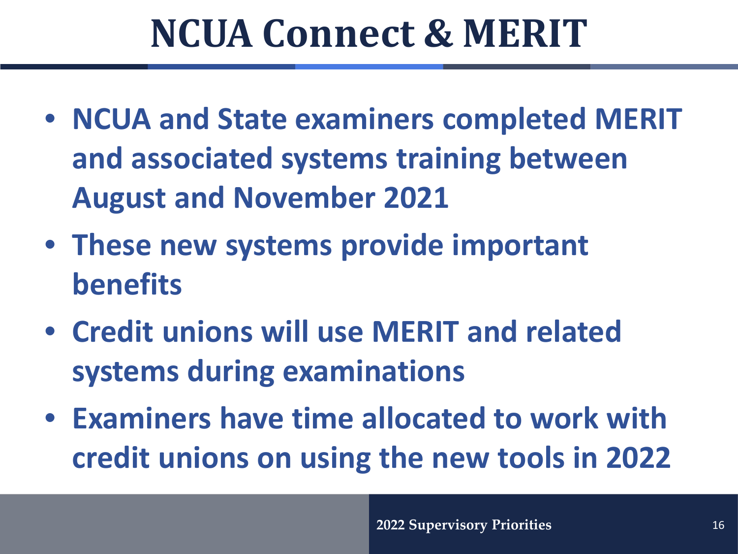# NCUA Connect & MERIT

- **NCUA and State examiners completed MERIT and associated systems training between August and November 2021**
- **These new systems provide important benefits**
- **Credit unions will use MERIT and related systems during examinations**
- **Examiners have time allocated to work with credit unions on using the new tools in 2022**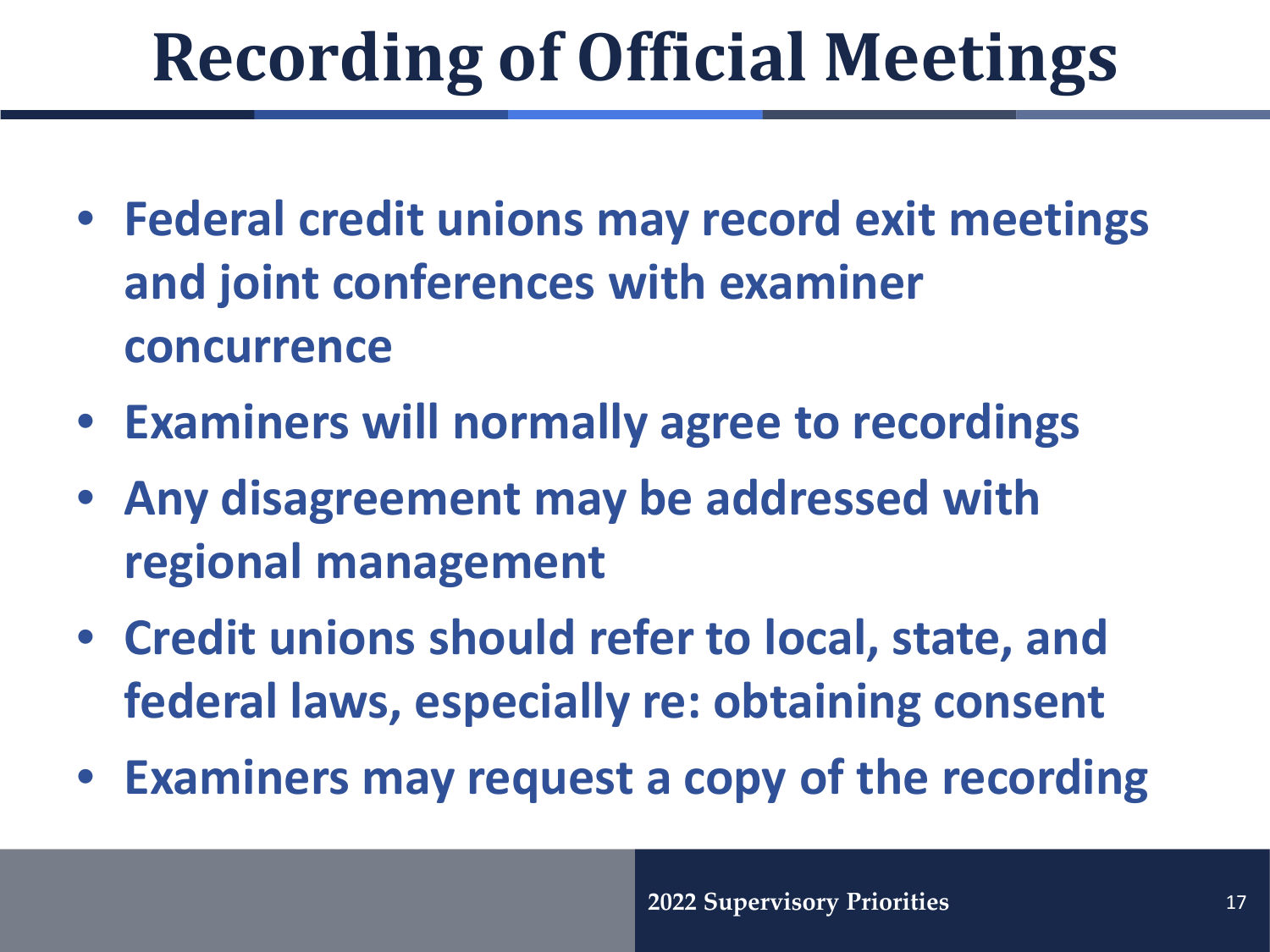# Recording of Official Meetings

- **Federal credit unions may record exit meetings and joint conferences with examiner concurrence**
- **Examiners will normally agree to recordings**
- **Any disagreement may be addressed with regional management**
- **Credit unions should refer to local, state, and federal laws, especially re: obtaining consent**
- **Examiners may request a copy of the recording**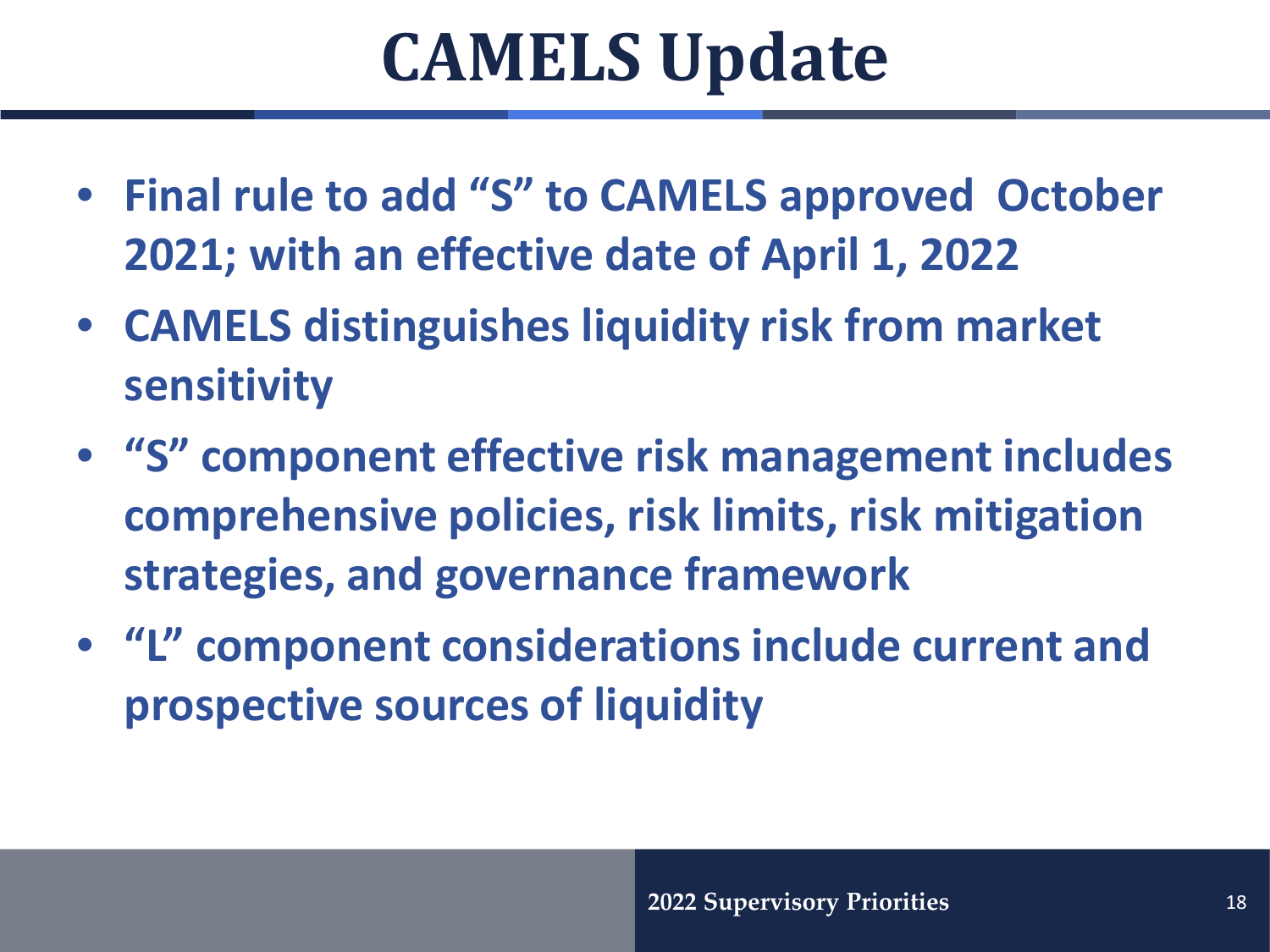# CAMELS Update

- Final rule to add “S” to CAMELS approved October 2021; with an effective date of April 1, 2022
- CAMELS distinguishes liquidity risk from market sensitivity
- “S” component effective risk management includes comprehensive policies, risk limits, risk mitigation strategies, and governance framework
- “L” component considerations include current and prospective sources of liquidity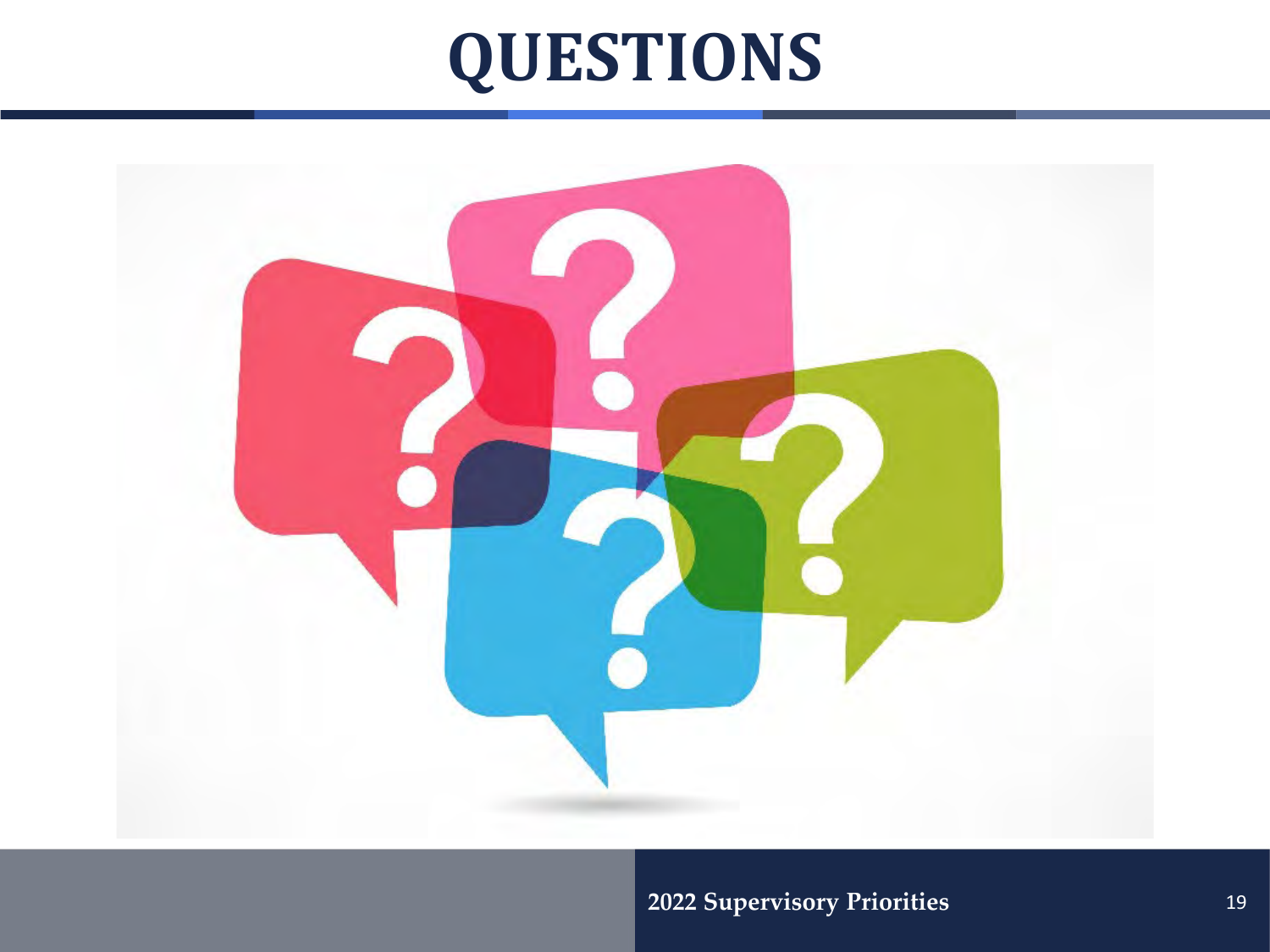# QUESTIONS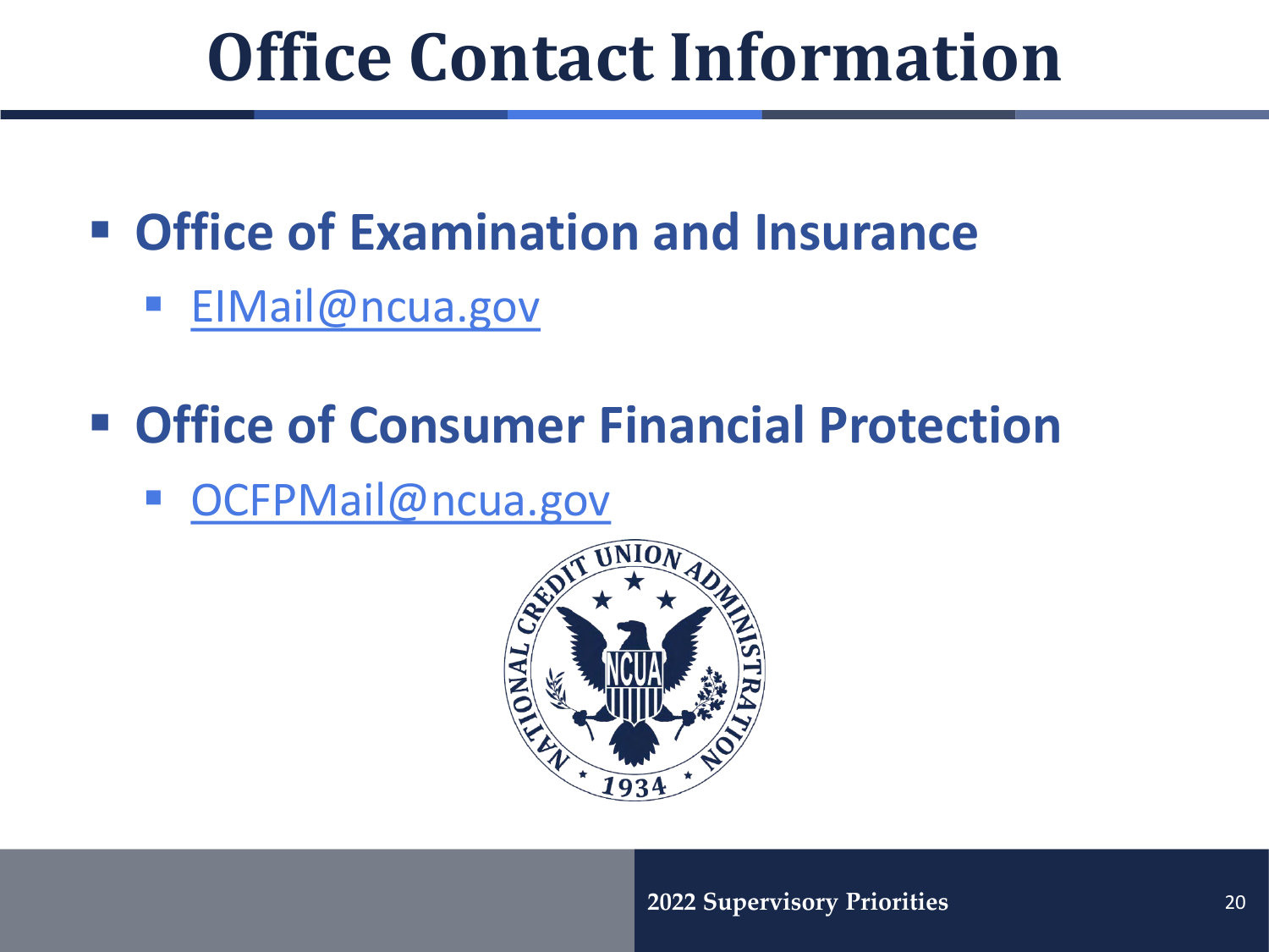# Office Contact Information

- **Office of Examination and Insurance**
  - EIMail@ncua.gov
- **Office of Consumer Financial Protection**
  - OCFPMail@ncua.gov